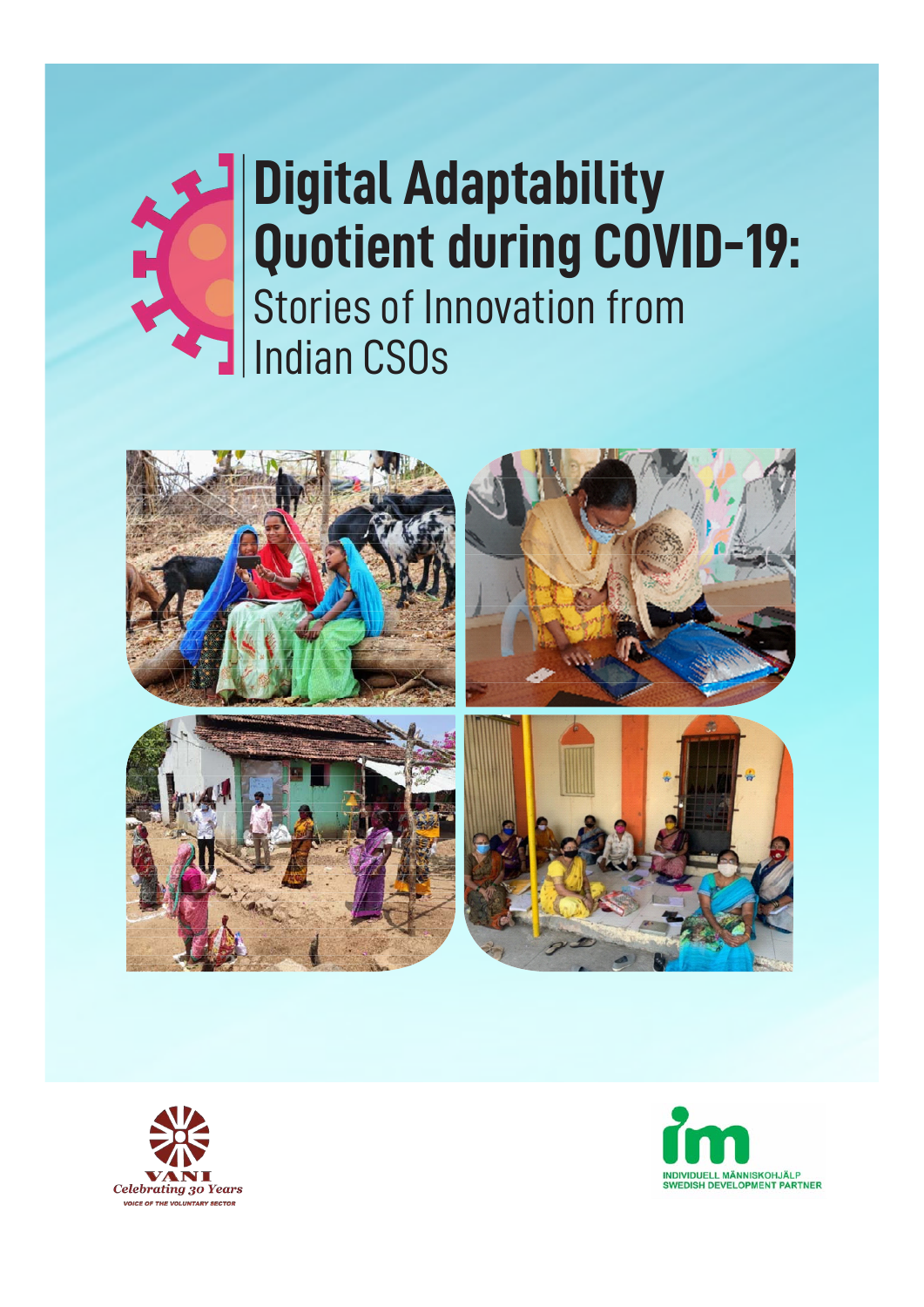# Digital Adaptability Quotient during COVID-19:

## Stories of Innovation from Indian CSOs

VANI
Celebrating 30 Years
VOICE OF THE VOLUNTARY SECTOR

im
INDIVIDUELL MÄNNISKOHJÄLP
SWEDISH DEVELOPMENT PARTNER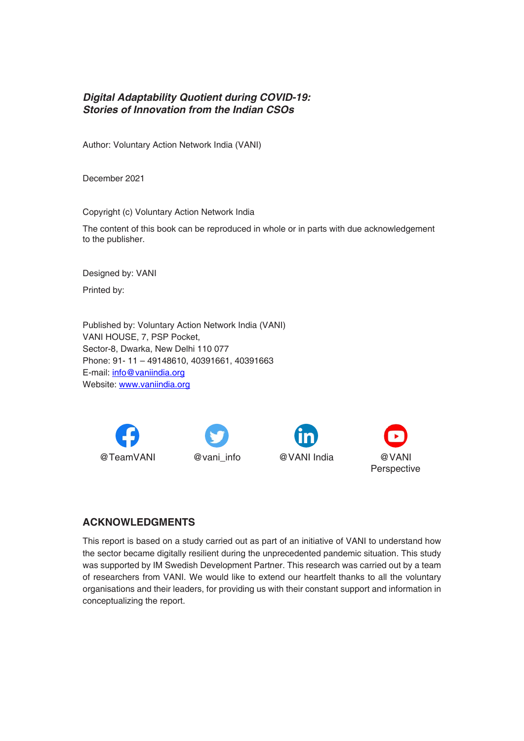***Digital Adaptability Quotient during COVID-19: Stories of Innovation from the Indian CSOs***

Author: Voluntary Action Network India (VANI)

December 2021

Copyright (c) Voluntary Action Network India

The content of this book can be reproduced in whole or in parts with due acknowledgement to the publisher.

Designed by: VANI

Printed by:

Published by: Voluntary Action Network India (VANI)
VANI HOUSE, 7, PSP Pocket,
Sector-8, Dwarka, New Delhi 110 077
Phone: 91- 11 – 49148610, 40391661, 40391663
E-mail: info@vaniindia.org
Website: www.vaniindia.org

@TeamVANI

@vani_info

@VANI India

@VANI Perspective

## ACKNOWLEDGMENTS

This report is based on a study carried out as part of an initiative of VANI to understand how the sector became digitally resilient during the unprecedented pandemic situation. This study was supported by IM Swedish Development Partner. This research was carried out by a team of researchers from VANI. We would like to extend our heartfelt thanks to all the voluntary organisations and their leaders, for providing us with their constant support and information in conceptualizing the report.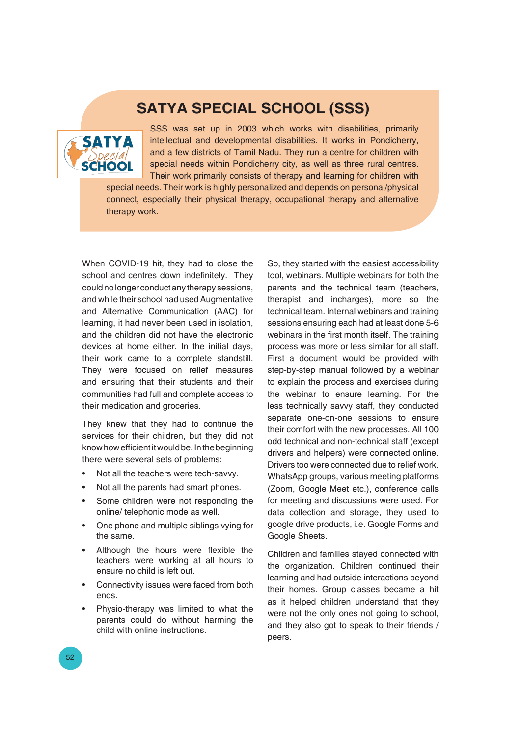# SATYA SPECIAL SCHOOL (SSS)

SSS was set up in 2003 which works with disabilities, primarily intellectual and developmental disabilities. It works in Pondicherry, and a few districts of Tamil Nadu. They run a centre for children with special needs within Pondicherry city, as well as three rural centres. Their work primarily consists of therapy and learning for children with special needs. Their work is highly personalized and depends on personal/physical connect, especially their physical therapy, occupational therapy and alternative therapy work.

When COVID-19 hit, they had to close the school and centres down indefinitely. They could no longer conduct any therapy sessions, and while their school had used Augmentative and Alternative Communication (AAC) for learning, it had never been used in isolation, and the children did not have the electronic devices at home either. In the initial days, their work came to a complete standstill. They were focused on relief measures and ensuring that their students and their communities had full and complete access to their medication and groceries.

They knew that they had to continue the services for their children, but they did not know how efficient it would be. In the beginning there were several sets of problems:

- Not all the teachers were tech-savvy.
- Not all the parents had smart phones.
- Some children were not responding the online/ telephonic mode as well.
- One phone and multiple siblings vying for the same.
- Although the hours were flexible the teachers were working at all hours to ensure no child is left out.
- Connectivity issues were faced from both ends.
- Physio-therapy was limited to what the parents could do without harming the child with online instructions.

So, they started with the easiest accessibility tool, webinars. Multiple webinars for both the parents and the technical team (teachers, therapist and incharges), more so the technical team. Internal webinars and training sessions ensuring each had at least done 5-6 webinars in the first month itself. The training process was more or less similar for all staff. First a document would be provided with step-by-step manual followed by a webinar to explain the process and exercises during the webinar to ensure learning. For the less technically savvy staff, they conducted separate one-on-one sessions to ensure their comfort with the new processes. All 100 odd technical and non-technical staff (except drivers and helpers) were connected online. Drivers too were connected due to relief work. WhatsApp groups, various meeting platforms (Zoom, Google Meet etc.), conference calls for meeting and discussions were used. For data collection and storage, they used to google drive products, i.e. Google Forms and Google Sheets.

Children and families stayed connected with the organization. Children continued their learning and had outside interactions beyond their homes. Group classes became a hit as it helped children understand that they were not the only ones not going to school, and they also got to speak to their friends / peers.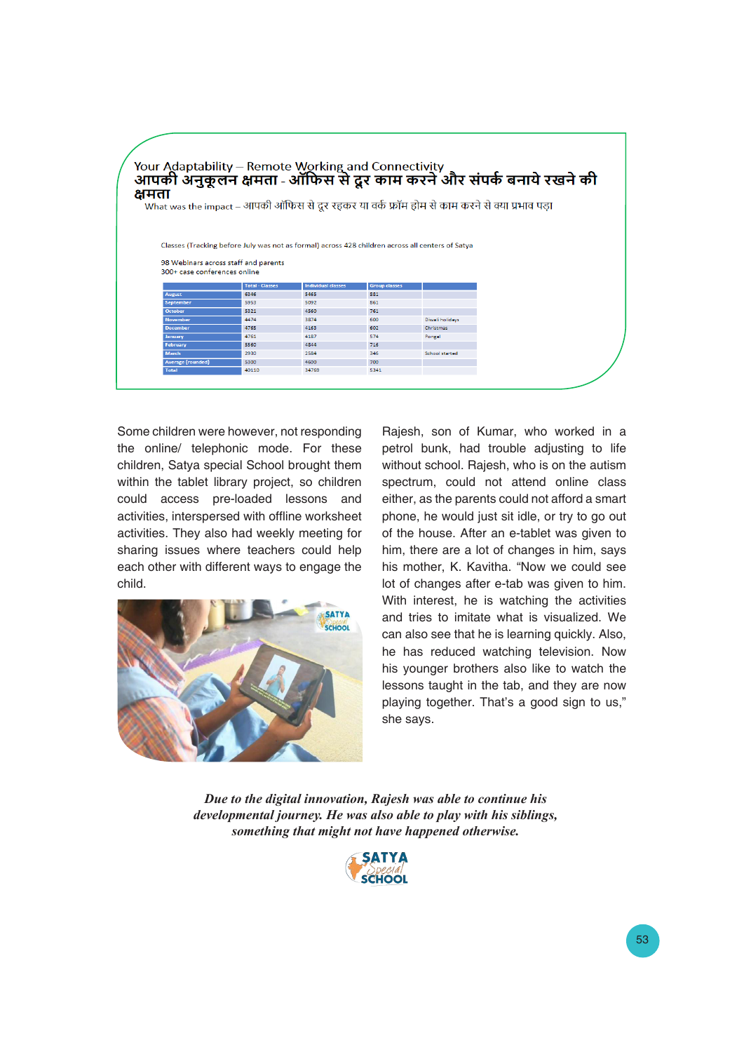Your Adaptability – Remote Working and Connectivity

## आपकी अनुकूलन क्षमता - ऑफिस से दूर काम करने और संपर्क बनाये रखने की क्षमता

What was the impact – आपकी ऑफिस से दूर रहकर या वर्क फ्रॉम होम से काम करने से क्या प्रभाव पड़ा

Classes (Tracking before July was not as formal) across 428 children across all centers of Satya

98 Webinars across staff and parents
300+ case conferences online

| | Total - Classes | Individual classes | Group classes | |
|---|---|---|---|---|
| August | 6346 | 5465 | 881 | |
| September | 5953 | 5092 | 861 | |
| October | 5321 | 4560 | 761 | |
| November | 4474 | 3874 | 600 | Diwali holidays |
| December | 4765 | 4163 | 602 | Christmas |
| January | 4761 | 4187 | 574 | Pongal |
| February | 5560 | 4844 | 716 | |
| March | 2930 | 2584 | 346 | School started |
| Average (rounded) | 5300 | 4600 | 700 | |
| Total | 40110 | 34769 | 5341 | |

Some children were however, not responding the online/ telephonic mode. For these children, Satya special School brought them within the tablet library project, so children could access pre-loaded lessons and activities, interspersed with offline worksheet activities. They also had weekly meeting for sharing issues where teachers could help each other with different ways to engage the child.

Rajesh, son of Kumar, who worked in a petrol bunk, had trouble adjusting to life without school. Rajesh, who is on the autism spectrum, could not attend online class either, as the parents could not afford a smart phone, he would just sit idle, or try to go out of the house. After an e-tablet was given to him, there are a lot of changes in him, says his mother, K. Kavitha. "Now we could see lot of changes after e-tab was given to him. With interest, he is watching the activities and tries to imitate what is visualized. We can also see that he is learning quickly. Also, he has reduced watching television. Now his younger brothers also like to watch the lessons taught in the tab, and they are now playing together. That's a good sign to us," she says.

***Due to the digital innovation, Rajesh was able to continue his developmental journey. He was also able to play with his siblings, something that might not have happened otherwise.***